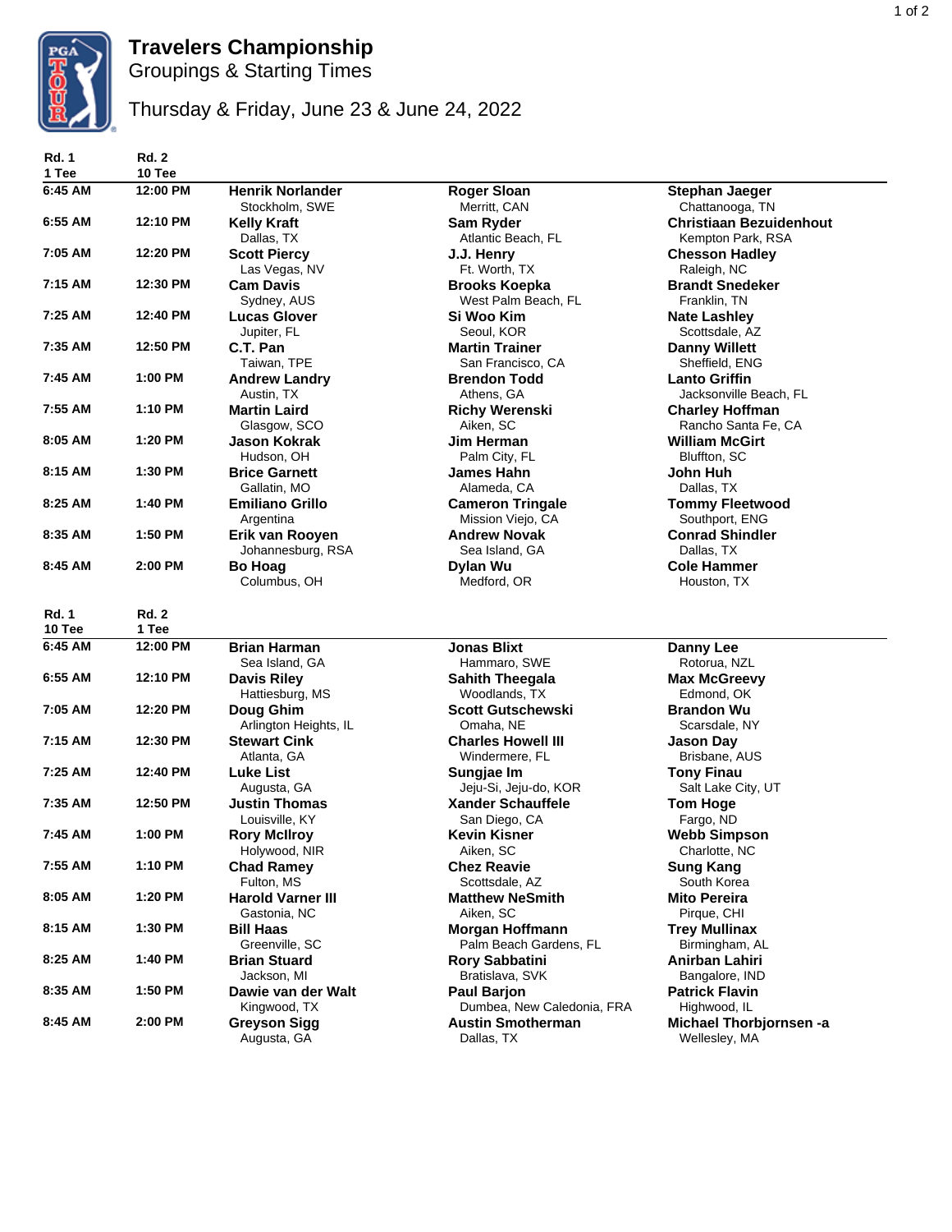# Travelers Championship

## Groupings & Starting Times

### Thursday & Friday, June 23 & June 24, 2022

| Rd. 1 1 Tee | Rd. 2 10 Tee | | | |
|---|---|---|---|---|
| 6:45 AM | 12:00 PM | **Henrik Norlander** Stockholm, SWE | **Roger Sloan** Merritt, CAN | **Stephan Jaeger** Chattanooga, TN |
| 6:55 AM | 12:10 PM | **Kelly Kraft** Dallas, TX | **Sam Ryder** Atlantic Beach, FL | **Christiaan Bezuidenhout** Kempton Park, RSA |
| 7:05 AM | 12:20 PM | **Scott Piercy** Las Vegas, NV | **J.J. Henry** Ft. Worth, TX | **Chesson Hadley** Raleigh, NC |
| 7:15 AM | 12:30 PM | **Cam Davis** Sydney, AUS | **Brooks Koepka** West Palm Beach, FL | **Brandt Snedeker** Franklin, TN |
| 7:25 AM | 12:40 PM | **Lucas Glover** Jupiter, FL | **Si Woo Kim** Seoul, KOR | **Nate Lashley** Scottsdale, AZ |
| 7:35 AM | 12:50 PM | **C.T. Pan** Taiwan, TPE | **Martin Trainer** San Francisco, CA | **Danny Willett** Sheffield, ENG |
| 7:45 AM | 1:00 PM | **Andrew Landry** Austin, TX | **Brendon Todd** Athens, GA | **Lanto Griffin** Jacksonville Beach, FL |
| 7:55 AM | 1:10 PM | **Martin Laird** Glasgow, SCO | **Richy Werenski** Aiken, SC | **Charley Hoffman** Rancho Santa Fe, CA |
| 8:05 AM | 1:20 PM | **Jason Kokrak** Hudson, OH | **Jim Herman** Palm City, FL | **William McGirt** Bluffton, SC |
| 8:15 AM | 1:30 PM | **Brice Garnett** Gallatin, MO | **James Hahn** Alameda, CA | **John Huh** Dallas, TX |
| 8:25 AM | 1:40 PM | **Emiliano Grillo** Argentina | **Cameron Tringale** Mission Viejo, CA | **Tommy Fleetwood** Southport, ENG |
| 8:35 AM | 1:50 PM | **Erik van Rooyen** Johannesburg, RSA | **Andrew Novak** Sea Island, GA | **Conrad Shindler** Dallas, TX |
| 8:45 AM | 2:00 PM | **Bo Hoag** Columbus, OH | **Dylan Wu** Medford, OR | **Cole Hammer** Houston, TX |

| Rd. 1 10 Tee | Rd. 2 1 Tee | | | |
|---|---|---|---|---|
| 6:45 AM | 12:00 PM | **Brian Harman** Sea Island, GA | **Jonas Blixt** Hammaro, SWE | **Danny Lee** Rotorua, NZL |
| 6:55 AM | 12:10 PM | **Davis Riley** Hattiesburg, MS | **Sahith Theegala** Woodlands, TX | **Max McGreevy** Edmond, OK |
| 7:05 AM | 12:20 PM | **Doug Ghim** Arlington Heights, IL | **Scott Gutschewski** Omaha, NE | **Brandon Wu** Scarsdale, NY |
| 7:15 AM | 12:30 PM | **Stewart Cink** Atlanta, GA | **Charles Howell III** Windermere, FL | **Jason Day** Brisbane, AUS |
| 7:25 AM | 12:40 PM | **Luke List** Augusta, GA | **Sungjae Im** Jeju-Si, Jeju-do, KOR | **Tony Finau** Salt Lake City, UT |
| 7:35 AM | 12:50 PM | **Justin Thomas** Louisville, KY | **Xander Schauffele** San Diego, CA | **Tom Hoge** Fargo, ND |
| 7:45 AM | 1:00 PM | **Rory McIlroy** Holywood, NIR | **Kevin Kisner** Aiken, SC | **Webb Simpson** Charlotte, NC |
| 7:55 AM | 1:10 PM | **Chad Ramey** Fulton, MS | **Chez Reavie** Scottsdale, AZ | **Sung Kang** South Korea |
| 8:05 AM | 1:20 PM | **Harold Varner III** Gastonia, NC | **Matthew NeSmith** Aiken, SC | **Mito Pereira** Pirque, CHI |
| 8:15 AM | 1:30 PM | **Bill Haas** Greenville, SC | **Morgan Hoffmann** Palm Beach Gardens, FL | **Trey Mullinax** Birmingham, AL |
| 8:25 AM | 1:40 PM | **Brian Stuard** Jackson, MI | **Rory Sabbatini** Bratislava, SVK | **Anirban Lahiri** Bangalore, IND |
| 8:35 AM | 1:50 PM | **Dawie van der Walt** Kingwood, TX | **Paul Barjon** Dumbea, New Caledonia, FRA | **Patrick Flavin** Highwood, IL |
| 8:45 AM | 2:00 PM | **Greyson Sigg** Augusta, GA | **Austin Smotherman** Dallas, TX | **Michael Thorbjornsen -a** Wellesley, MA |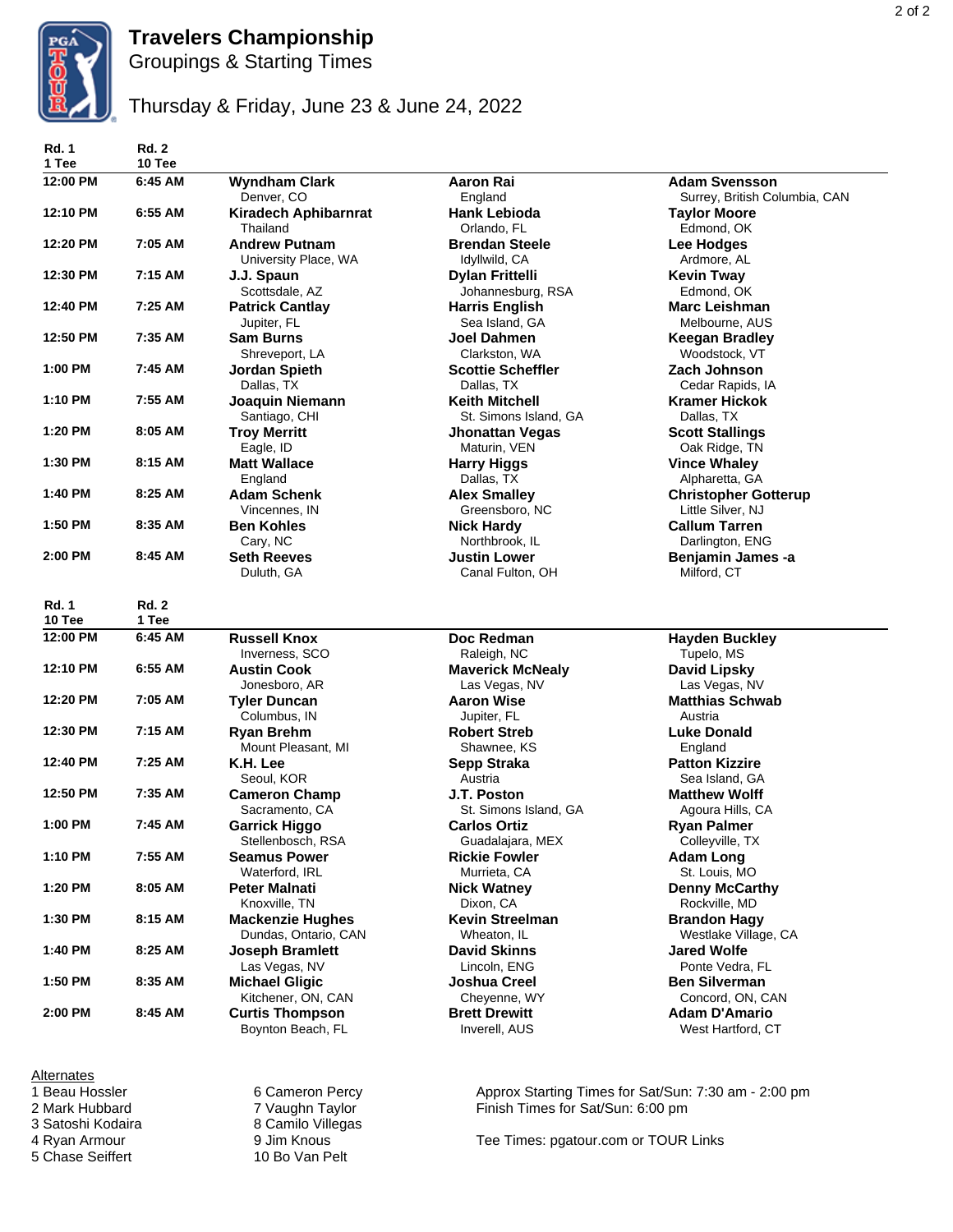# Travelers Championship

## Groupings & Starting Times

### Thursday & Friday, June 23 & June 24, 2022

| Rd. 1 1 Tee | Rd. 2 10 Tee | | | |
|---|---|---|---|---|
| 12:00 PM | 6:45 AM | **Wyndham Clark** Denver, CO | **Aaron Rai** England | **Adam Svensson** Surrey, British Columbia, CAN |
| 12:10 PM | 6:55 AM | **Kiradech Aphibarnrat** Thailand | **Hank Lebioda** Orlando, FL | **Taylor Moore** Edmond, OK |
| 12:20 PM | 7:05 AM | **Andrew Putnam** University Place, WA | **Brendan Steele** Idyllwild, CA | **Lee Hodges** Ardmore, AL |
| 12:30 PM | 7:15 AM | **J.J. Spaun** Scottsdale, AZ | **Dylan Frittelli** Johannesburg, RSA | **Kevin Tway** Edmond, OK |
| 12:40 PM | 7:25 AM | **Patrick Cantlay** Jupiter, FL | **Harris English** Sea Island, GA | **Marc Leishman** Melbourne, AUS |
| 12:50 PM | 7:35 AM | **Sam Burns** Shreveport, LA | **Joel Dahmen** Clarkston, WA | **Keegan Bradley** Woodstock, VT |
| 1:00 PM | 7:45 AM | **Jordan Spieth** Dallas, TX | **Scottie Scheffler** Dallas, TX | **Zach Johnson** Cedar Rapids, IA |
| 1:10 PM | 7:55 AM | **Joaquin Niemann** Santiago, CHI | **Keith Mitchell** St. Simons Island, GA | **Kramer Hickok** Dallas, TX |
| 1:20 PM | 8:05 AM | **Troy Merritt** Eagle, ID | **Jhonattan Vegas** Maturin, VEN | **Scott Stallings** Oak Ridge, TN |
| 1:30 PM | 8:15 AM | **Matt Wallace** England | **Harry Higgs** Dallas, TX | **Vince Whaley** Alpharetta, GA |
| 1:40 PM | 8:25 AM | **Adam Schenk** Vincennes, IN | **Alex Smalley** Greensboro, NC | **Christopher Gotterup** Little Silver, NJ |
| 1:50 PM | 8:35 AM | **Ben Kohles** Cary, NC | **Nick Hardy** Northbrook, IL | **Callum Tarren** Darlington, ENG |
| 2:00 PM | 8:45 AM | **Seth Reeves** Duluth, GA | **Justin Lower** Canal Fulton, OH | **Benjamin James -a** Milford, CT |

| Rd. 1 10 Tee | Rd. 2 1 Tee | | | |
|---|---|---|---|---|
| 12:00 PM | 6:45 AM | **Russell Knox** Inverness, SCO | **Doc Redman** Raleigh, NC | **Hayden Buckley** Tupelo, MS |
| 12:10 PM | 6:55 AM | **Austin Cook** Jonesboro, AR | **Maverick McNealy** Las Vegas, NV | **David Lipsky** Las Vegas, NV |
| 12:20 PM | 7:05 AM | **Tyler Duncan** Columbus, IN | **Aaron Wise** Jupiter, FL | **Matthias Schwab** Austria |
| 12:30 PM | 7:15 AM | **Ryan Brehm** Mount Pleasant, MI | **Robert Streb** Shawnee, KS | **Luke Donald** England |
| 12:40 PM | 7:25 AM | **K.H. Lee** Seoul, KOR | **Sepp Straka** Austria | **Patton Kizzire** Sea Island, GA |
| 12:50 PM | 7:35 AM | **Cameron Champ** Sacramento, CA | **J.T. Poston** St. Simons Island, GA | **Matthew Wolff** Agoura Hills, CA |
| 1:00 PM | 7:45 AM | **Garrick Higgo** Stellenbosch, RSA | **Carlos Ortiz** Guadalajara, MEX | **Ryan Palmer** Colleyville, TX |
| 1:10 PM | 7:55 AM | **Seamus Power** Waterford, IRL | **Rickie Fowler** Murrieta, CA | **Adam Long** St. Louis, MO |
| 1:20 PM | 8:05 AM | **Peter Malnati** Knoxville, TN | **Nick Watney** Dixon, CA | **Denny McCarthy** Rockville, MD |
| 1:30 PM | 8:15 AM | **Mackenzie Hughes** Dundas, Ontario, CAN | **Kevin Streelman** Wheaton, IL | **Brandon Hagy** Westlake Village, CA |
| 1:40 PM | 8:25 AM | **Joseph Bramlett** Las Vegas, NV | **David Skinns** Lincoln, ENG | **Jared Wolfe** Ponte Vedra, FL |
| 1:50 PM | 8:35 AM | **Michael Gligic** Kitchener, ON, CAN | **Joshua Creel** Cheyenne, WY | **Ben Silverman** Concord, ON, CAN |
| 2:00 PM | 8:45 AM | **Curtis Thompson** Boynton Beach, FL | **Brett Drewitt** Inverell, AUS | **Adam D'Amario** West Hartford, CT |

**Alternates**

1 Beau Hossler
2 Mark Hubbard
3 Satoshi Kodaira
4 Ryan Armour
5 Chase Seiffert
6 Cameron Percy
7 Vaughn Taylor
8 Camilo Villegas
9 Jim Knous
10 Bo Van Pelt

Approx Starting Times for Sat/Sun: 7:30 am - 2:00 pm
Finish Times for Sat/Sun: 6:00 pm

Tee Times: pgatour.com or TOUR Links